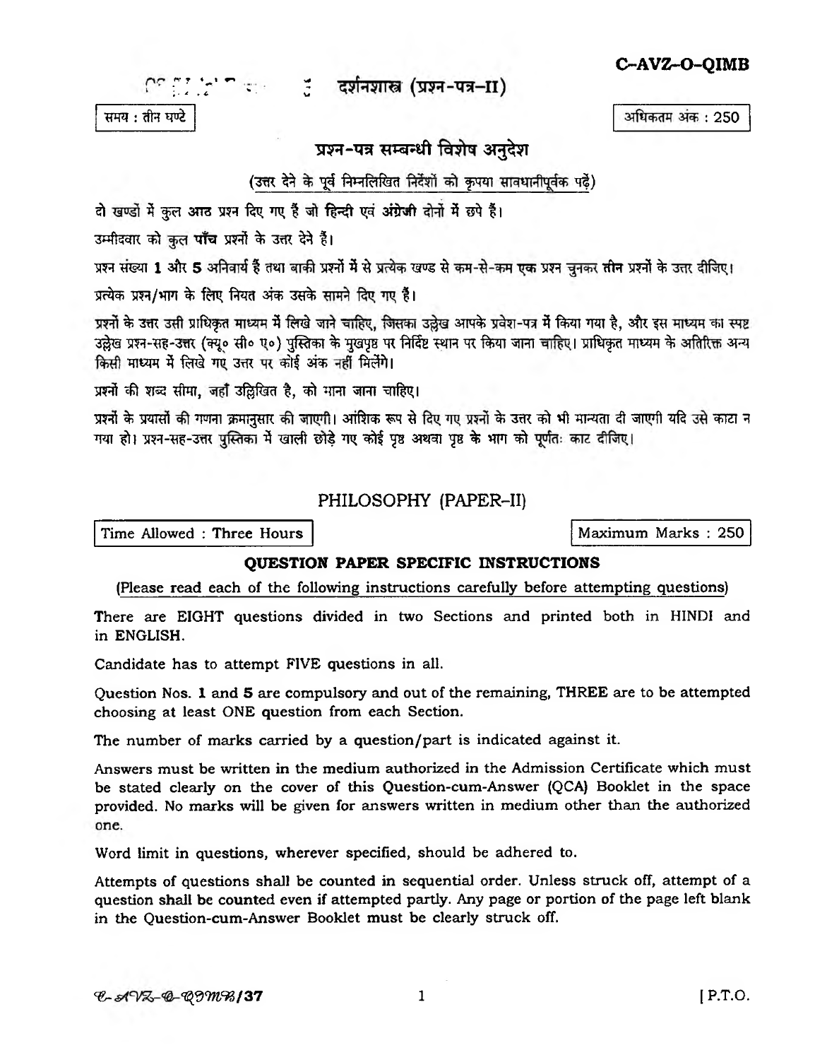C-AVZ-O-QIMB

# दर्शनशास्त्र (प्रश्न-पत्र–II)

समय : तीन घण्टे

अधिकतम अंक : 250

## प्रश्न-पत्र सम्बन्धी विशेष अनुदेश

(उत्तर देने के पूर्व निम्नलिखित निर्देशों को कृपया सावधानीपूर्वक पढ़ें)

दो खण्डों में कुल **आठ** प्रश्न दिए गए हैं जो **हिन्दी** एवं **अंग्रेजी** दोनों में छपे हैं।

उम्मीदवार को कुल **पाँच** प्रश्नों के उत्तर देने हैं।

प्रश्न संख्या **1** और **5** अनिवार्य हैं तथा बाकी प्रश्नों में से प्रत्येक खण्ड से कम-से-कम **एक** प्रश्न चुनकर **तीन** प्रश्नों के उत्तर दीजिए।

प्रत्येक प्रश्न/भाग के लिए नियत अंक उसके सामने दिए गए हैं।

प्रश्नों के उत्तर उसी प्राधिकृत माध्यम में लिखे जाने चाहिए, जिसका उल्लेख आपके प्रवेश-पत्र में किया गया है, और इस माध्यम का स्पष्ट उल्लेख प्रश्न-सह-उत्तर (क्यू० सी० ए०) पुस्तिका के मुखपृष्ठ पर निर्दिष्ट स्थान पर किया जाना चाहिए। प्राधिकृत माध्यम के अतिरिक्त अन्य किसी माध्यम में लिखे गए उत्तर पर कोई अंक नहीं मिलेंगे।

प्रश्नों की शब्द सीमा, जहाँ उल्लिखित है, को माना जाना चाहिए।

प्रश्नों के प्रयासों की गणना क्रमानुसार की जाएगी। आंशिक रूप से दिए गए प्रश्नों के उत्तर को भी मान्यता दी जाएगी यदि उसे काटा न गया हो। प्रश्न-सह-उत्तर पुस्तिका में खाली छोड़े गए कोई पृष्ठ अथवा पृष्ठ के भाग को पूर्णतः काट दीजिए।

# PHILOSOPHY (PAPER–II)

Time Allowed : Three Hours

Maximum Marks : 250

## QUESTION PAPER SPECIFIC INSTRUCTIONS

(Please read each of the following instructions carefully before attempting questions)

There are EIGHT questions divided in two Sections and printed both in HINDI and in ENGLISH.

Candidate has to attempt FIVE questions in all.

Question Nos. **1** and **5** are compulsory and out of the remaining, THREE are to be attempted choosing at least ONE question from each Section.

The number of marks carried by a question/part is indicated against it.

Answers must be written in the medium authorized in the Admission Certificate which must be stated clearly on the cover of this Question-cum-Answer (QCA) Booklet in the space provided. No marks will be given for answers written in medium other than the authorized one.

Word limit in questions, wherever specified, should be adhered to.

Attempts of questions shall be counted in sequential order. Unless struck off, attempt of a question shall be counted even if attempted partly. Any page or portion of the page left blank in the Question-cum-Answer Booklet must be clearly struck off.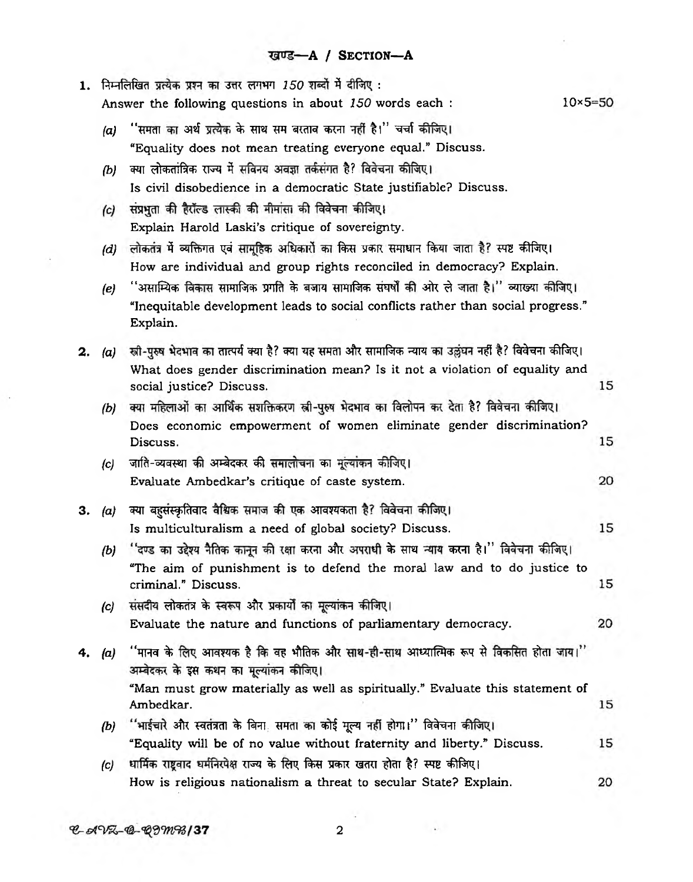## खण्ड—A / SECTION—A

**1.** निम्नलिखित प्रत्येक प्रश्न का उत्तर लगभग *150* शब्दों में दीजिए :
Answer the following questions in about *150* words each : 10×5=50

*(a)* "समता का अर्थ प्रत्येक के साथ सम बरताव करना नहीं है।" चर्चा कीजिए।
"Equality does not mean treating everyone equal." Discuss.

*(b)* क्या लोकतांत्रिक राज्य में सविनय अवज्ञा तर्कसंगत है? विवेचना कीजिए।
Is civil disobedience in a democratic State justifiable? Discuss.

*(c)* संप्रभुता की हैरॉल्ड लास्की की मीमांसा की विवेचना कीजिए।
Explain Harold Laski's critique of sovereignty.

*(d)* लोकतंत्र में व्यक्तिगत एवं सामूहिक अधिकारों का किस प्रकार समाधान किया जाता है? स्पष्ट कीजिए।
How are individual and group rights reconciled in democracy? Explain.

*(e)* "असाम्यिक विकास सामाजिक प्रगति के बजाय सामाजिक संघर्षों की ओर ले जाता है।" व्याख्या कीजिए।
"Inequitable development leads to social conflicts rather than social progress." Explain.

**2.** *(a)* स्त्री-पुरुष भेदभाव का तात्पर्य क्या है? क्या यह समता और सामाजिक न्याय का उल्लंघन नहीं है? विवेचना कीजिए।
What does gender discrimination mean? Is it not a violation of equality and social justice? Discuss. 15

*(b)* क्या महिलाओं का आर्थिक सशक्तिकरण स्त्री-पुरुष भेदभाव का विलोपन कर देता है? विवेचना कीजिए।
Does economic empowerment of women eliminate gender discrimination? Discuss. 15

*(c)* जाति-व्यवस्था की अम्बेदकर की समालोचना का मूल्यांकन कीजिए।
Evaluate Ambedkar's critique of caste system. 20

**3.** *(a)* क्या बहुसंस्कृतिवाद वैश्विक समाज की एक आवश्यकता है? विवेचना कीजिए।
Is multiculturalism a need of global society? Discuss. 15

*(b)* "दण्ड का उद्देश्य नैतिक कानून की रक्षा करना और अपराधी के साथ न्याय करना है।" विवेचना कीजिए।
"The aim of punishment is to defend the moral law and to do justice to criminal." Discuss. 15

*(c)* संसदीय लोकतंत्र के स्वरूप और प्रकार्यों का मूल्यांकन कीजिए।
Evaluate the nature and functions of parliamentary democracy. 20

**4.** *(a)* "मानव के लिए आवश्यक है कि वह भौतिक और साथ-ही-साथ आध्यात्मिक रूप से विकसित होता जाय।" अम्बेदकर के इस कथन का मूल्यांकन कीजिए।
"Man must grow materially as well as spiritually." Evaluate this statement of Ambedkar. 15

*(b)* "भाईचारे और स्वतंत्रता के बिना समता का कोई मूल्य नहीं होगा।" विवेचना कीजिए।
"Equality will be of no value without fraternity and liberty." Discuss. 15

*(c)* धार्मिक राष्ट्रवाद धर्मनिरपेक्ष राज्य के लिए किस प्रकार खतरा होता है? स्पष्ट कीजिए।
How is religious nationalism a threat to secular State? Explain. 20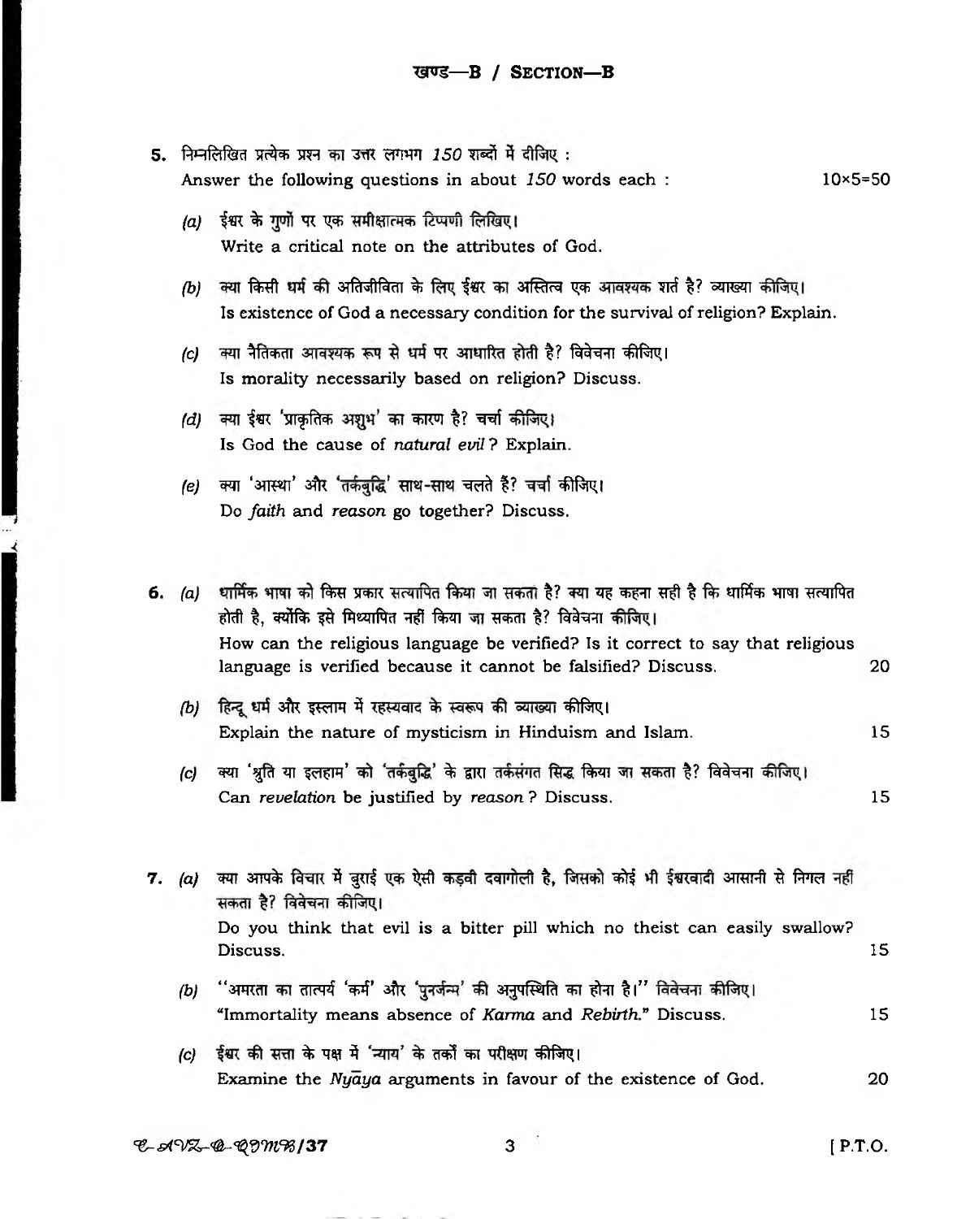## खण्ड—B / SECTION—B

**5.** निम्नलिखित प्रत्येक प्रश्न का उत्तर लगभग *150* शब्दों में दीजिए :
Answer the following questions in about *150* words each : 10×5=50

*(a)* ईश्वर के गुणों पर एक समीक्षात्मक टिप्पणी लिखिए।
Write a critical note on the attributes of God.

*(b)* क्या किसी धर्म की अतिजीविता के लिए ईश्वर का अस्तित्व एक आवश्यक शर्त है? व्याख्या कीजिए।
Is existence of God a necessary condition for the survival of religion? Explain.

*(c)* क्या नैतिकता आवश्यक रूप से धर्म पर आधारित होती है? विवेचना कीजिए।
Is morality necessarily based on religion? Discuss.

*(d)* क्या ईश्वर 'प्राकृतिक अशुभ' का कारण है? चर्चा कीजिए।
Is God the cause of *natural evil*? Explain.

*(e)* क्या 'आस्था' और 'तर्कबुद्धि' साथ-साथ चलते हैं? चर्चा कीजिए।
Do *faith* and *reason* go together? Discuss.

**6.** *(a)* धार्मिक भाषा को किस प्रकार सत्यापित किया जा सकता है? क्या यह कहना सही है कि धार्मिक भाषा सत्यापित होती है, क्योंकि इसे मिथ्यापित नहीं किया जा सकता है? विवेचना कीजिए।
How can the religious language be verified? Is it correct to say that religious language is verified because it cannot be falsified? Discuss. 20

*(b)* हिन्दू धर्म और इस्लाम में रहस्यवाद के स्वरूप की व्याख्या कीजिए।
Explain the nature of mysticism in Hinduism and Islam. 15

*(c)* क्या 'श्रुति या इलहाम' को 'तर्कबुद्धि' के द्वारा तर्कसंगत सिद्ध किया जा सकता है? विवेचना कीजिए।
Can *revelation* be justified by *reason*? Discuss. 15

**7.** *(a)* क्या आपके विचार में बुराई एक ऐसी कड़वी दवागोली है, जिसको कोई भी ईश्वरवादी आसानी से निगल नहीं सकता है? विवेचना कीजिए।
Do you think that evil is a bitter pill which no theist can easily swallow? Discuss. 15

*(b)* "अमरता का तात्पर्य 'कर्म' और 'पुनर्जन्म' की अनुपस्थिति का होना है।" विवेचना कीजिए।
"Immortality means absence of *Karma* and *Rebirth*." Discuss. 15

*(c)* ईश्वर की सत्ता के पक्ष में 'न्याय' के तर्कों का परीक्षण कीजिए।
Examine the *Nyāya* arguments in favour of the existence of God. 20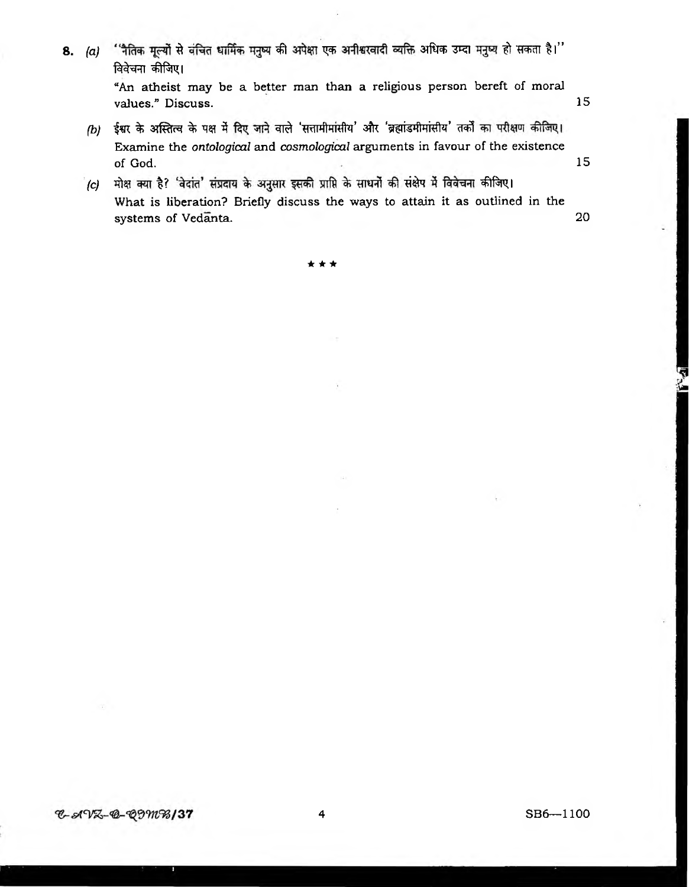**8.** *(a)* "नैतिक मूल्यों से वंचित धार्मिक मनुष्य की अपेक्षा एक अनीश्वरवादी व्यक्ति अधिक उम्दा मनुष्य हो सकता है।" विवेचना कीजिए।

"An atheist may be a better man than a religious person bereft of moral values." Discuss. 15

*(b)* ईश्वर के अस्तित्व के पक्ष में दिए जाने वाले 'सत्तामीमांसीय' और 'ब्रह्मांडमीमांसीय' तर्कों का परीक्षण कीजिए।

Examine the *ontological* and *cosmological* arguments in favour of the existence of God. 15

*(c)* मोक्ष क्या है? 'वेदांत' संप्रदाय के अनुसार इसकी प्राप्ति के साधनों की संक्षेप में विवेचना कीजिए।

What is liberation? Briefly discuss the ways to attain it as outlined in the systems of Vedānta. 20

★ ★ ★